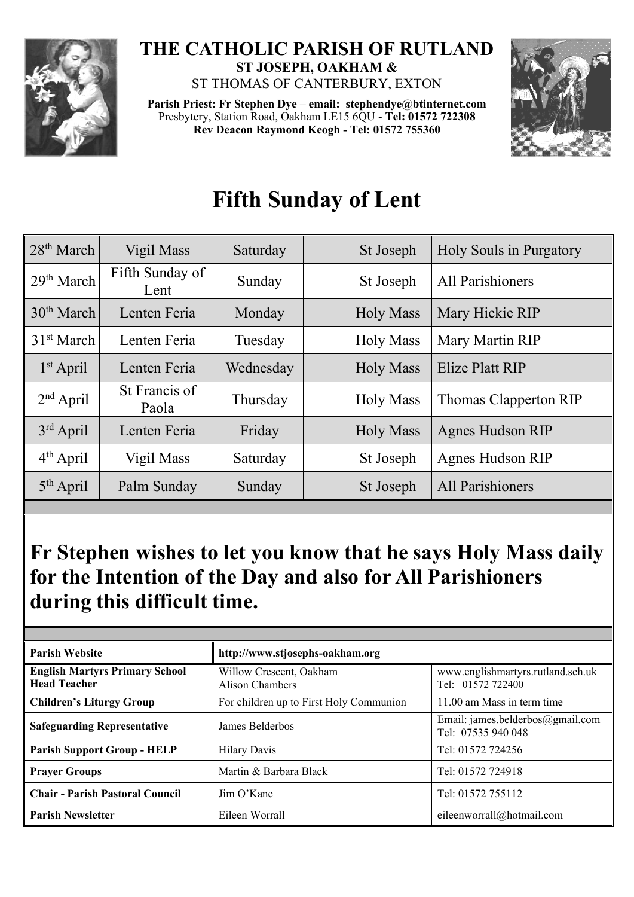# THE CATHOLIC PARISH OF RUTLAND

**ST JOSEPH, OAKHAM &**

ST THOMAS OF CANTERBURY, EXTON

**Parish Priest: Fr Stephen Dye – email: stephendye@btinternet.com**
Presbytery, Station Road, Oakham LE15 6QU - **Tel: 01572 722308**
**Rev Deacon Raymond Keogh - Tel: 01572 755360**

# Fifth Sunday of Lent

| | | | | | |
|---|---|---|---|---|---|
| 28th March | Vigil Mass | Saturday | | St Joseph | Holy Souls in Purgatory |
| 29th March | Fifth Sunday of Lent | Sunday | | St Joseph | All Parishioners |
| 30th March | Lenten Feria | Monday | | Holy Mass | Mary Hickie RIP |
| 31st March | Lenten Feria | Tuesday | | Holy Mass | Mary Martin RIP |
| 1st April | Lenten Feria | Wednesday | | Holy Mass | Elize Platt RIP |
| 2nd April | St Francis of Paola | Thursday | | Holy Mass | Thomas Clapperton RIP |
| 3rd April | Lenten Feria | Friday | | Holy Mass | Agnes Hudson RIP |
| 4th April | Vigil Mass | Saturday | | St Joseph | Agnes Hudson RIP |
| 5th April | Palm Sunday | Sunday | | St Joseph | All Parishioners |

## Fr Stephen wishes to let you know that he says Holy Mass daily for the Intention of the Day and also for All Parishioners during this difficult time.

| | | |
|---|---|---|
| **Parish Website** | **http://www.stjosephs-oakham.org** | |
| **English Martyrs Primary School Head Teacher** | Willow Crescent, Oakham Alison Chambers | www.englishmartyrs.rutland.sch.uk Tel: 01572 722400 |
| **Children's Liturgy Group** | For children up to First Holy Communion | 11.00 am Mass in term time |
| **Safeguarding Representative** | James Belderbos | Email: james.belderbos@gmail.com Tel: 07535 940 048 |
| **Parish Support Group - HELP** | Hilary Davis | Tel: 01572 724256 |
| **Prayer Groups** | Martin & Barbara Black | Tel: 01572 724918 |
| **Chair - Parish Pastoral Council** | Jim O'Kane | Tel: 01572 755112 |
| **Parish Newsletter** | Eileen Worrall | eileenworrall@hotmail.com |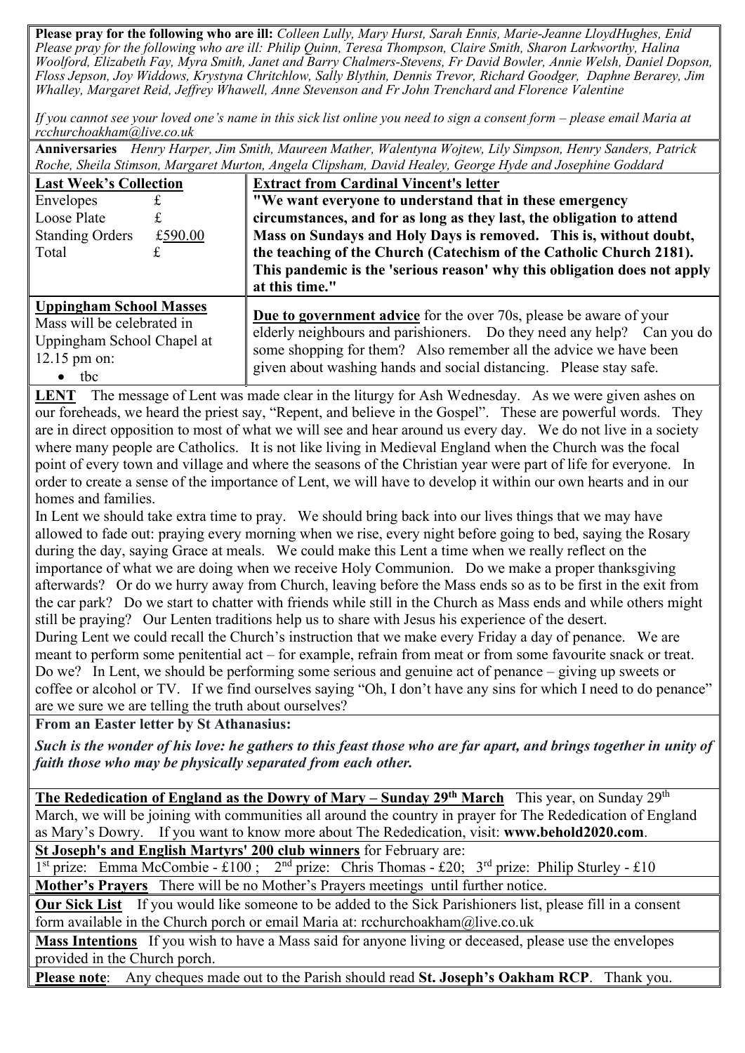**Please pray for the following who are ill:** *Colleen Lully, Mary Hurst, Sarah Ennis, Marie-Jeanne LloydHughes, Enid Please pray for the following who are ill: Philip Quinn, Teresa Thompson, Claire Smith, Sharon Larkworthy, Halina Woolford, Elizabeth Fay, Myra Smith, Janet and Barry Chalmers-Stevens, Fr David Bowler, Annie Welsh, Daniel Dopson, Floss Jepson, Joy Widdows, Krystyna Chritchlow, Sally Blythin, Dennis Trevor, Richard Goodger, Daphne Berarey, Jim Whalley, Margaret Reid, Jeffrey Whawell, Anne Stevenson and Fr John Trenchard and Florence Valentine*

*If you cannot see your loved one's name in this sick list online you need to sign a consent form – please email Maria at rcchurchoakham@live.co.uk*

**Anniversaries** *Henry Harper, Jim Smith, Maureen Mather, Walentyna Wojtew, Lily Simpson, Henry Sanders, Patrick Roche, Sheila Stimson, Margaret Murton, Angela Clipsham, David Healey, George Hyde and Josephine Goddard*

**Last Week's Collection**

| | |
|---|---|
| Envelopes | £ |
| Loose Plate | £ |
| Standing Orders | £590.00 |
| Total | £ |

**Extract from Cardinal Vincent's letter**

**"We want everyone to understand that in these emergency circumstances, and for as long as they last, the obligation to attend Mass on Sundays and Holy Days is removed. This is, without doubt, the teaching of the Church (Catechism of the Catholic Church 2181). This pandemic is the 'serious reason' why this obligation does not apply at this time."**

**Uppingham School Masses**

Mass will be celebrated in Uppingham School Chapel at 12.15 pm on:

- tbc

**Due to government advice** for the over 70s, please be aware of your elderly neighbours and parishioners. Do they need any help? Can you do some shopping for them? Also remember all the advice we have been given about washing hands and social distancing. Please stay safe.

**LENT** The message of Lent was made clear in the liturgy for Ash Wednesday. As we were given ashes on our foreheads, we heard the priest say, "Repent, and believe in the Gospel". These are powerful words. They are in direct opposition to most of what we will see and hear around us every day. We do not live in a society where many people are Catholics. It is not like living in Medieval England when the Church was the focal point of every town and village and where the seasons of the Christian year were part of life for everyone. In order to create a sense of the importance of Lent, we will have to develop it within our own hearts and in our homes and families.

In Lent we should take extra time to pray. We should bring back into our lives things that we may have allowed to fade out: praying every morning when we rise, every night before going to bed, saying the Rosary during the day, saying Grace at meals. We could make this Lent a time when we really reflect on the importance of what we are doing when we receive Holy Communion. Do we make a proper thanksgiving afterwards? Or do we hurry away from Church, leaving before the Mass ends so as to be first in the exit from the car park? Do we start to chatter with friends while still in the Church as Mass ends and while others might still be praying? Our Lenten traditions help us to share with Jesus his experience of the desert.

During Lent we could recall the Church's instruction that we make every Friday a day of penance. We are meant to perform some penitential act – for example, refrain from meat or from some favourite snack or treat. Do we? In Lent, we should be performing some serious and genuine act of penance – giving up sweets or coffee or alcohol or TV. If we find ourselves saying "Oh, I don't have any sins for which I need to do penance" are we sure we are telling the truth about ourselves?

**From an Easter letter by St Athanasius:**

***Such is the wonder of his love: he gathers to this feast those who are far apart, and brings together in unity of faith those who may be physically separated from each other.***

**The Rededication of England as the Dowry of Mary – Sunday 29th March** This year, on Sunday 29th March, we will be joining with communities all around the country in prayer for The Rededication of England as Mary's Dowry. If you want to know more about The Rededication, visit: **www.behold2020.com**.

**St Joseph's and English Martyrs' 200 club winners** for February are:

1st prize: Emma McCombie - £100 ; 2nd prize: Chris Thomas - £20; 3rd prize: Philip Sturley - £10

**Mother's Prayers** There will be no Mother's Prayers meetings until further notice.

**Our Sick List** If you would like someone to be added to the Sick Parishioners list, please fill in a consent form available in the Church porch or email Maria at: rcchurchoakham@live.co.uk

**Mass Intentions** If you wish to have a Mass said for anyone living or deceased, please use the envelopes provided in the Church porch.

**Please note**: Any cheques made out to the Parish should read **St. Joseph's Oakham RCP**. Thank you.